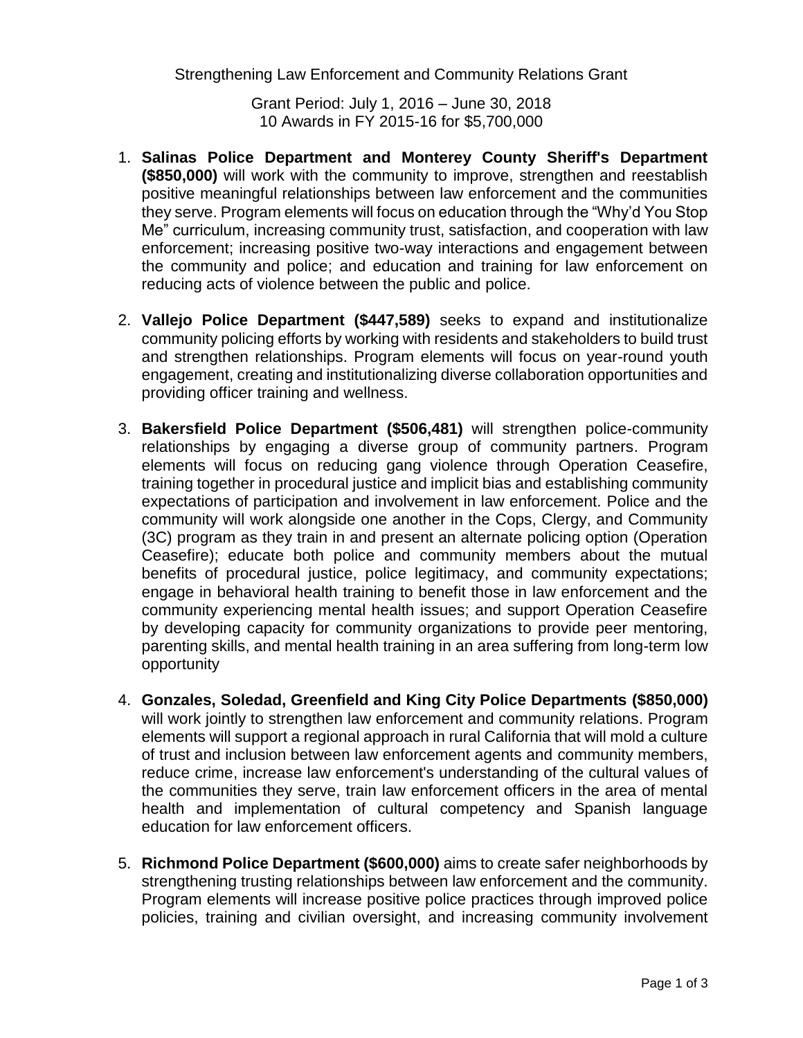Strengthening Law Enforcement and Community Relations Grant

Grant Period: July 1, 2016 – June 30, 2018
10 Awards in FY 2015-16 for $5,700,000

1. **Salinas Police Department and Monterey County Sheriff's Department ($850,000)** will work with the community to improve, strengthen and reestablish positive meaningful relationships between law enforcement and the communities they serve. Program elements will focus on education through the "Why'd You Stop Me" curriculum, increasing community trust, satisfaction, and cooperation with law enforcement; increasing positive two-way interactions and engagement between the community and police; and education and training for law enforcement on reducing acts of violence between the public and police.

2. **Vallejo Police Department ($447,589)** seeks to expand and institutionalize community policing efforts by working with residents and stakeholders to build trust and strengthen relationships. Program elements will focus on year-round youth engagement, creating and institutionalizing diverse collaboration opportunities and providing officer training and wellness.

3. **Bakersfield Police Department ($506,481)** will strengthen police-community relationships by engaging a diverse group of community partners. Program elements will focus on reducing gang violence through Operation Ceasefire, training together in procedural justice and implicit bias and establishing community expectations of participation and involvement in law enforcement. Police and the community will work alongside one another in the Cops, Clergy, and Community (3C) program as they train in and present an alternate policing option (Operation Ceasefire); educate both police and community members about the mutual benefits of procedural justice, police legitimacy, and community expectations; engage in behavioral health training to benefit those in law enforcement and the community experiencing mental health issues; and support Operation Ceasefire by developing capacity for community organizations to provide peer mentoring, parenting skills, and mental health training in an area suffering from long-term low opportunity

4. **Gonzales, Soledad, Greenfield and King City Police Departments ($850,000)** will work jointly to strengthen law enforcement and community relations. Program elements will support a regional approach in rural California that will mold a culture of trust and inclusion between law enforcement agents and community members, reduce crime, increase law enforcement's understanding of the cultural values of the communities they serve, train law enforcement officers in the area of mental health and implementation of cultural competency and Spanish language education for law enforcement officers.

5. **Richmond Police Department ($600,000)** aims to create safer neighborhoods by strengthening trusting relationships between law enforcement and the community. Program elements will increase positive police practices through improved police policies, training and civilian oversight, and increasing community involvement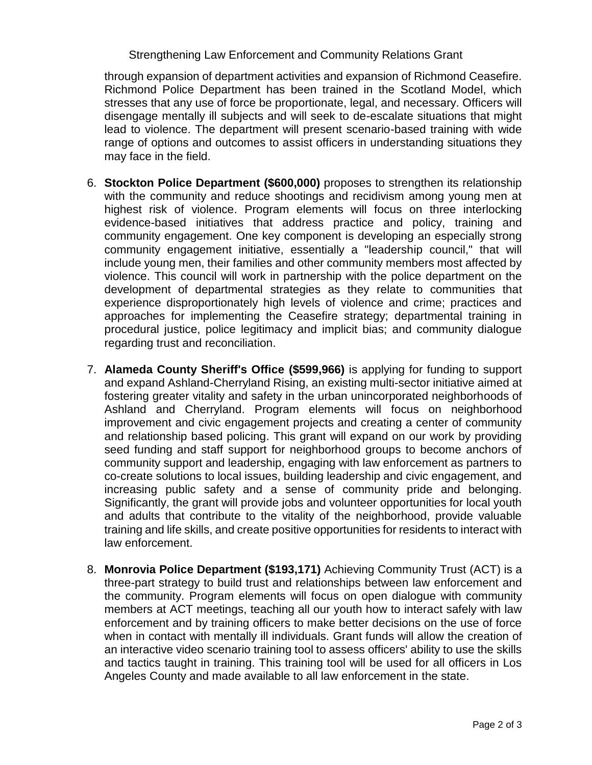through expansion of department activities and expansion of Richmond Ceasefire. Richmond Police Department has been trained in the Scotland Model, which stresses that any use of force be proportionate, legal, and necessary. Officers will disengage mentally ill subjects and will seek to de-escalate situations that might lead to violence. The department will present scenario-based training with wide range of options and outcomes to assist officers in understanding situations they may face in the field.

6. **Stockton Police Department ($600,000)** proposes to strengthen its relationship with the community and reduce shootings and recidivism among young men at highest risk of violence. Program elements will focus on three interlocking evidence-based initiatives that address practice and policy, training and community engagement. One key component is developing an especially strong community engagement initiative, essentially a "leadership council," that will include young men, their families and other community members most affected by violence. This council will work in partnership with the police department on the development of departmental strategies as they relate to communities that experience disproportionately high levels of violence and crime; practices and approaches for implementing the Ceasefire strategy; departmental training in procedural justice, police legitimacy and implicit bias; and community dialogue regarding trust and reconciliation.

7. **Alameda County Sheriff's Office ($599,966)** is applying for funding to support and expand Ashland-Cherryland Rising, an existing multi-sector initiative aimed at fostering greater vitality and safety in the urban unincorporated neighborhoods of Ashland and Cherryland. Program elements will focus on neighborhood improvement and civic engagement projects and creating a center of community and relationship based policing. This grant will expand on our work by providing seed funding and staff support for neighborhood groups to become anchors of community support and leadership, engaging with law enforcement as partners to co-create solutions to local issues, building leadership and civic engagement, and increasing public safety and a sense of community pride and belonging. Significantly, the grant will provide jobs and volunteer opportunities for local youth and adults that contribute to the vitality of the neighborhood, provide valuable training and life skills, and create positive opportunities for residents to interact with law enforcement.

8. **Monrovia Police Department ($193,171)** Achieving Community Trust (ACT) is a three-part strategy to build trust and relationships between law enforcement and the community. Program elements will focus on open dialogue with community members at ACT meetings, teaching all our youth how to interact safely with law enforcement and by training officers to make better decisions on the use of force when in contact with mentally ill individuals. Grant funds will allow the creation of an interactive video scenario training tool to assess officers' ability to use the skills and tactics taught in training. This training tool will be used for all officers in Los Angeles County and made available to all law enforcement in the state.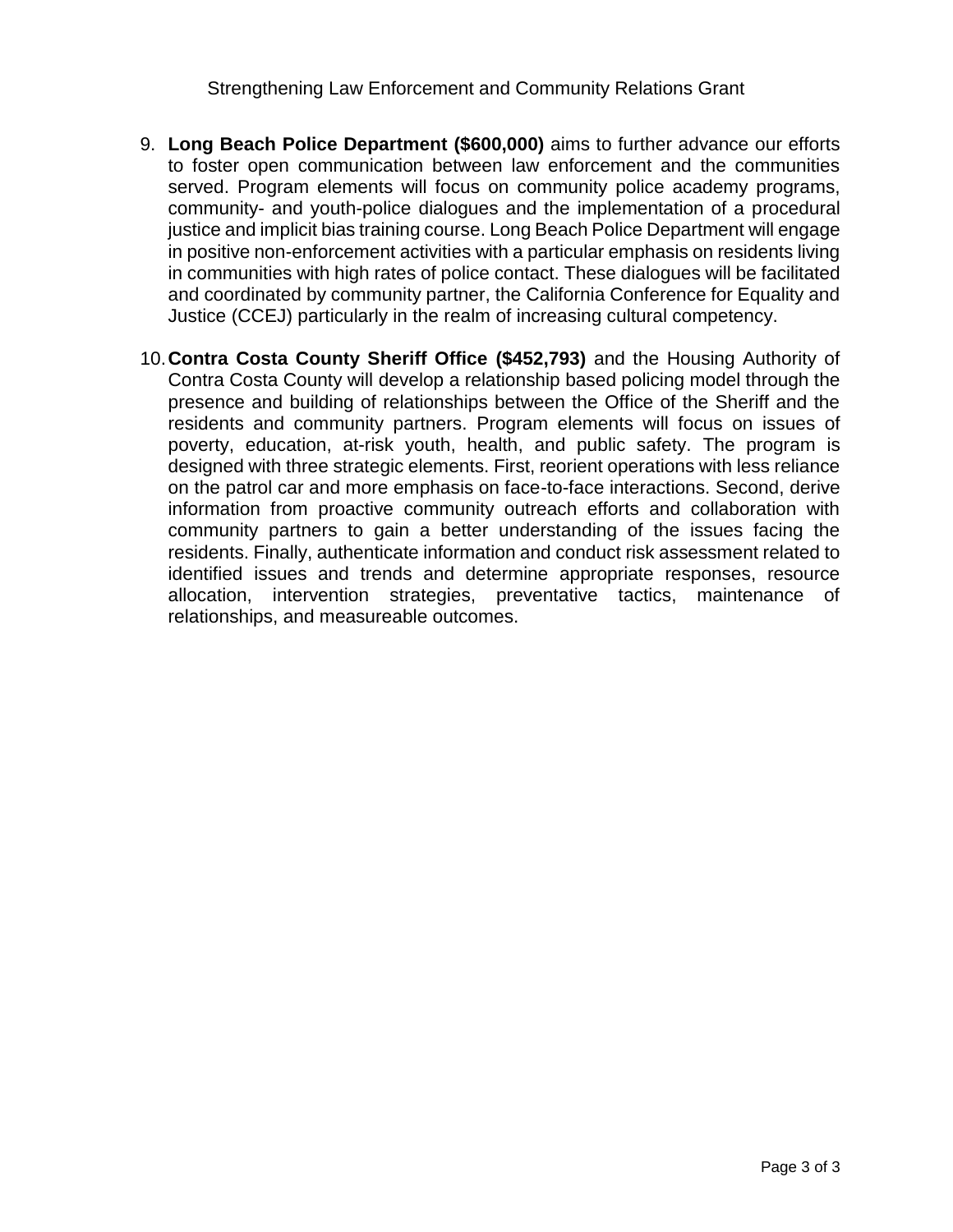9. **Long Beach Police Department ($600,000)** aims to further advance our efforts to foster open communication between law enforcement and the communities served. Program elements will focus on community police academy programs, community- and youth-police dialogues and the implementation of a procedural justice and implicit bias training course. Long Beach Police Department will engage in positive non-enforcement activities with a particular emphasis on residents living in communities with high rates of police contact. These dialogues will be facilitated and coordinated by community partner, the California Conference for Equality and Justice (CCEJ) particularly in the realm of increasing cultural competency.

10. **Contra Costa County Sheriff Office ($452,793)** and the Housing Authority of Contra Costa County will develop a relationship based policing model through the presence and building of relationships between the Office of the Sheriff and the residents and community partners. Program elements will focus on issues of poverty, education, at-risk youth, health, and public safety. The program is designed with three strategic elements. First, reorient operations with less reliance on the patrol car and more emphasis on face-to-face interactions. Second, derive information from proactive community outreach efforts and collaboration with community partners to gain a better understanding of the issues facing the residents. Finally, authenticate information and conduct risk assessment related to identified issues and trends and determine appropriate responses, resource allocation, intervention strategies, preventative tactics, maintenance of relationships, and measureable outcomes.